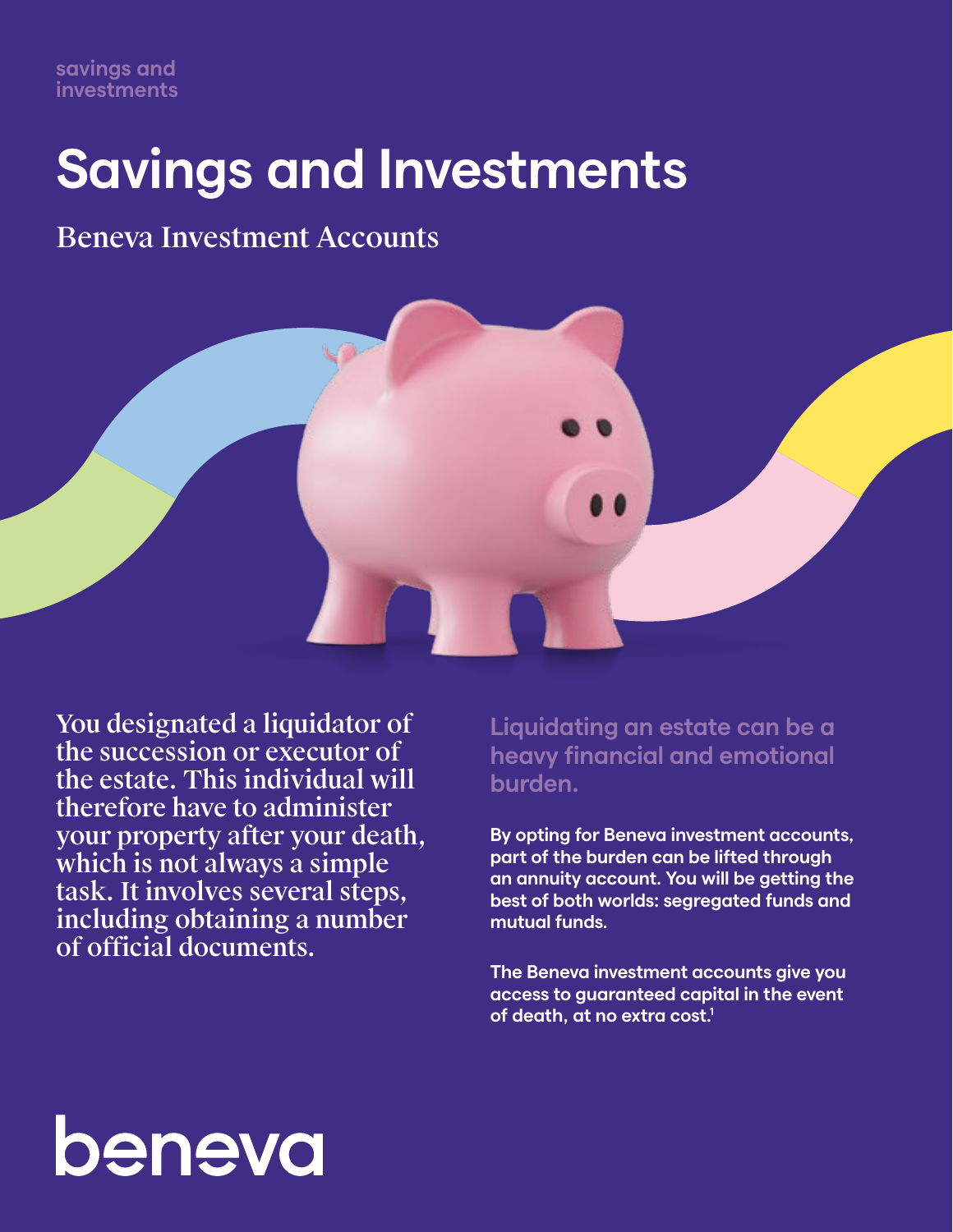savings and investments

# Savings and Investments

## Beneva Investment Accounts

You designated a liquidator of the succession or executor of the estate. This individual will therefore have to administer your property after your death, which is not always a simple task. It involves several steps, including obtaining a number of official documents.

### Liquidating an estate can be a heavy financial and emotional burden.

**By opting for Beneva investment accounts, part of the burden can be lifted through an annuity account. You will be getting the best of both worlds: segregated funds and mutual funds.**

**The Beneva investment accounts give you access to guaranteed capital in the event of death, at no extra cost.[1]**

beneva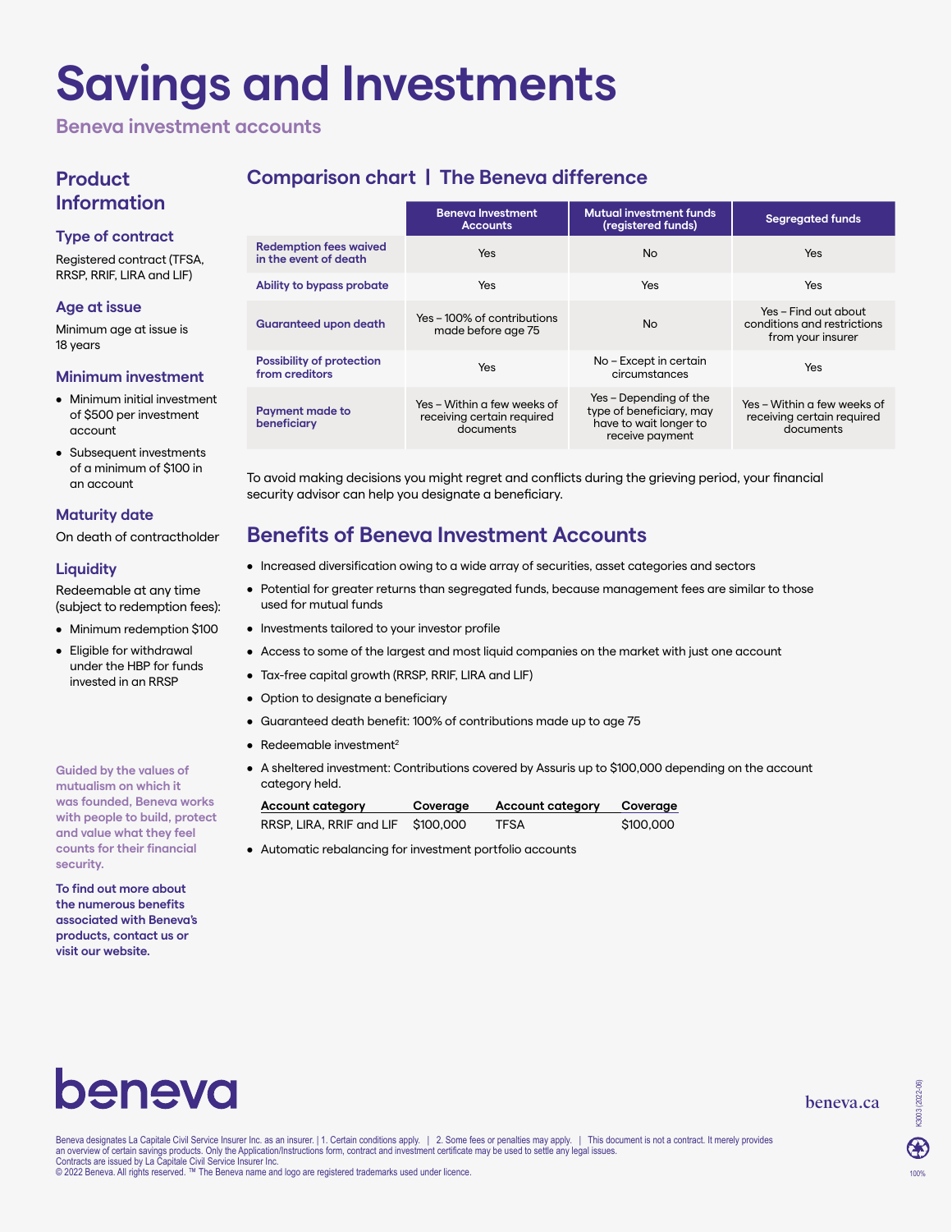# Savings and Investments

**Beneva investment accounts**

## Product Information

### Type of contract

Registered contract (TFSA, RRSP, RRIF, LIRA and LIF)

### Age at issue

Minimum age at issue is 18 years

### Minimum investment

- Minimum initial investment of $500 per investment account
- Subsequent investments of a minimum of $100 in an account

### Maturity date

On death of contractholder

### Liquidity

Redeemable at any time (subject to redemption fees):

- Minimum redemption $100
- Eligible for withdrawal under the HBP for funds invested in an RRSP

**Guided by the values of mutualism on which it was founded, Beneva works with people to build, protect and value what they feel counts for their financial security.**

**To find out more about the numerous benefits associated with Beneva's products, contact us or visit our website.**

## Comparison chart | The Beneva difference

| | Beneva Investment Accounts | Mutual investment funds (registered funds) | Segregated funds |
|---|---|---|---|
| **Redemption fees waived in the event of death** | Yes | No | Yes |
| **Ability to bypass probate** | Yes | Yes | Yes |
| **Guaranteed upon death** | Yes – 100% of contributions made before age 75 | No | Yes – Find out about conditions and restrictions from your insurer |
| **Possibility of protection from creditors** | Yes | No – Except in certain circumstances | Yes |
| **Payment made to beneficiary** | Yes – Within a few weeks of receiving certain required documents | Yes – Depending of the type of beneficiary, may have to wait longer to receive payment | Yes – Within a few weeks of receiving certain required documents |

To avoid making decisions you might regret and conflicts during the grieving period, your financial security advisor can help you designate a beneficiary.

## Benefits of Beneva Investment Accounts

- Increased diversification owing to a wide array of securities, asset categories and sectors
- Potential for greater returns than segregated funds, because management fees are similar to those used for mutual funds
- Investments tailored to your investor profile
- Access to some of the largest and most liquid companies on the market with just one account
- Tax-free capital growth (RRSP, RRIF, LIRA and LIF)
- Option to designate a beneficiary
- Guaranteed death benefit: 100% of contributions made up to age 75
- Redeemable investment[2]
- A sheltered investment: Contributions covered by Assuris up to $100,000 depending on the account category held.

| Account category | Coverage | Account category | Coverage |
|---|---|---|---|
| RRSP, LIRA, RRIF and LIF | $100,000 | TFSA | $100,000 |

- Automatic rebalancing for investment portfolio accounts

beneva

beneva.ca

Beneva designates La Capitale Civil Service Insurer Inc. as an insurer. | 1. Certain conditions apply. | 2. Some fees or penalties may apply. | This document is not a contract. It merely provides an overview of certain savings products. Only the Application/Instructions form, contract and investment certificate may be used to settle any legal issues.
Contracts are issued by La Capitale Civil Service Insurer Inc.
© 2022 Beneva. All rights reserved. ™ The Beneva name and logo are registered trademarks used under licence.

K3003 (2022-06)

100%